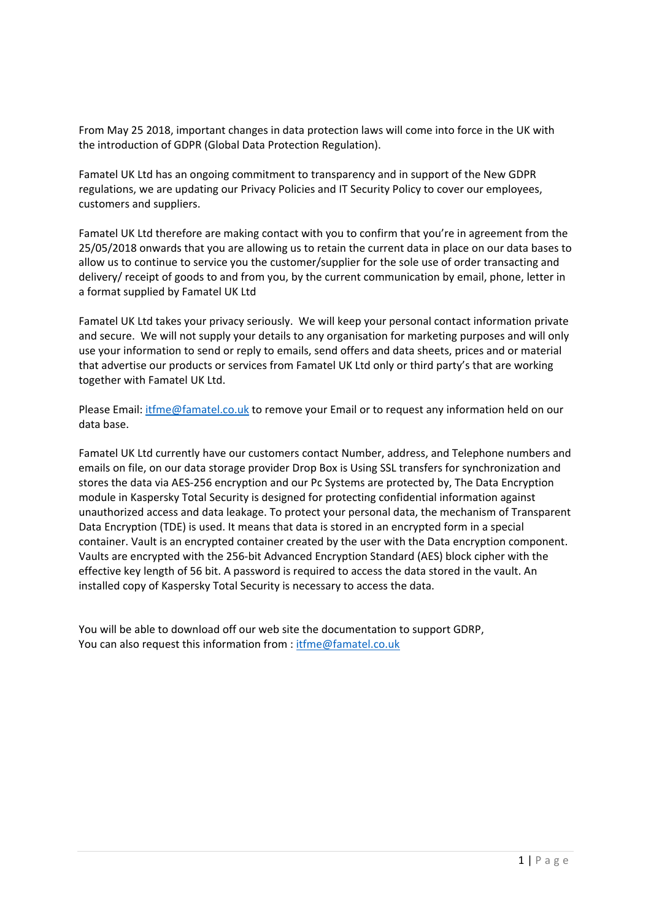From May 25 2018, important changes in data protection laws will come into force in the UK with the introduction of GDPR (Global Data Protection Regulation).

Famatel UK Ltd has an ongoing commitment to transparency and in support of the New GDPR regulations, we are updating our Privacy Policies and IT Security Policy to cover our employees, customers and suppliers.

Famatel UK Ltd therefore are making contact with you to confirm that you're in agreement from the 25/05/2018 onwards that you are allowing us to retain the current data in place on our data bases to allow us to continue to service you the customer/supplier for the sole use of order transacting and delivery/ receipt of goods to and from you, by the current communication by email, phone, letter in a format supplied by Famatel UK Ltd

Famatel UK Ltd takes your privacy seriously. We will keep your personal contact information private and secure. We will not supply your details to any organisation for marketing purposes and will only use your information to send or reply to emails, send offers and data sheets, prices and or material that advertise our products or services from Famatel UK Ltd only or third party's that are working together with Famatel UK Ltd.

Please Email: [itfme@famatel.co.uk](mailto:itfme@famatel.co.uk) to remove your Email or to request any information held on our data base.

Famatel UK Ltd currently have our customers contact Number, address, and Telephone numbers and emails on file, on our data storage provider Drop Box is Using SSL transfers for synchronization and stores the data via AES-256 encryption and our Pc Systems are protected by, The Data Encryption module in Kaspersky Total Security is designed for protecting confidential information against unauthorized access and data leakage. To protect your personal data, the mechanism of Transparent Data Encryption (TDE) is used. It means that data is stored in an encrypted form in a special container. Vault is an encrypted container created by the user with the Data encryption component. Vaults are encrypted with the 256-bit Advanced Encryption Standard (AES) block cipher with the effective key length of 56 bit. A password is required to access the data stored in the vault. An installed copy of Kaspersky Total Security is necessary to access the data.

You will be able to download off our web site the documentation to support GDRP,
You can also request this information from : [itfme@famatel.co.uk](mailto:itfme@famatel.co.uk)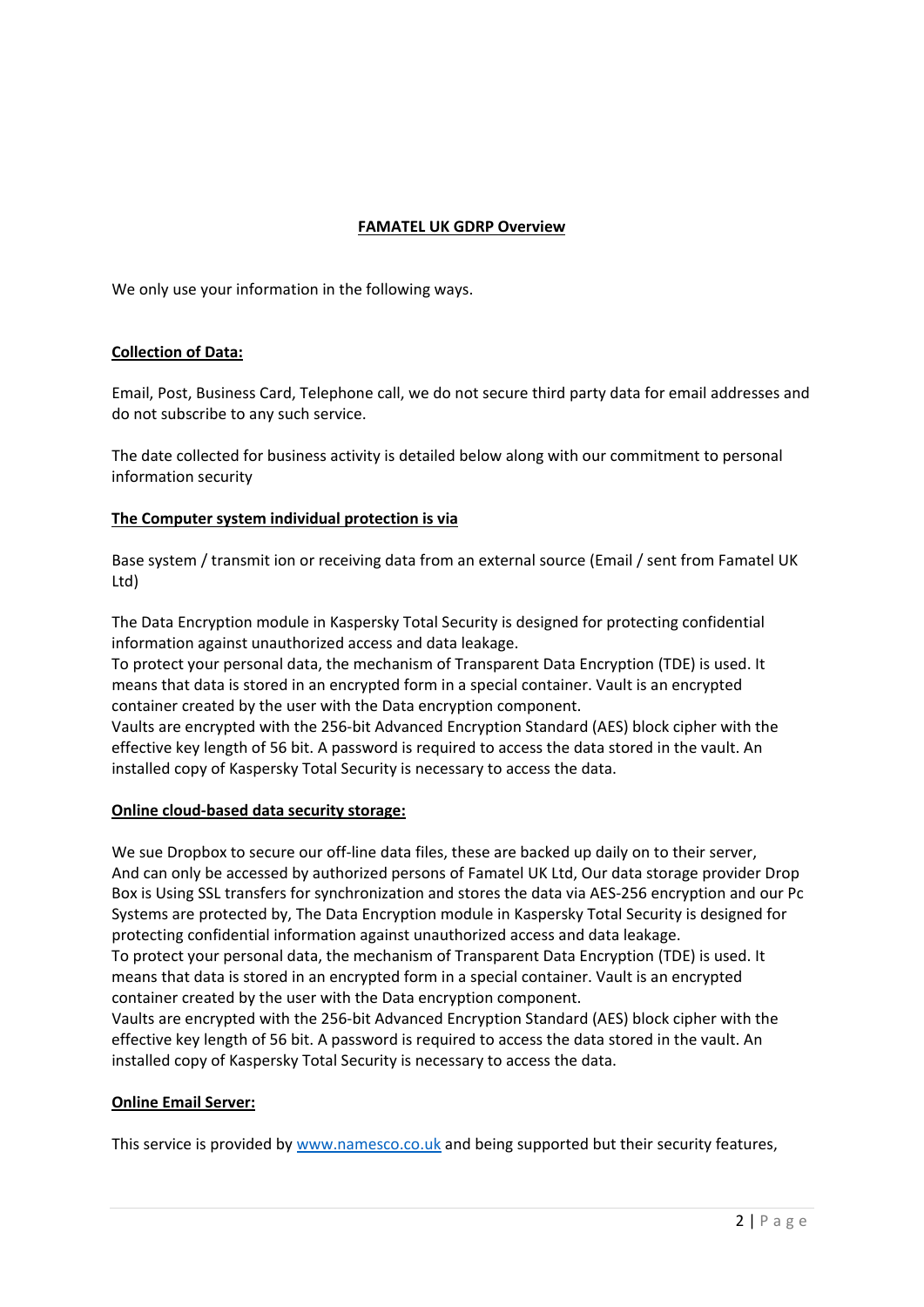**FAMATEL UK GDRP Overview**

We only use your information in the following ways.

**Collection of Data:**

Email, Post, Business Card, Telephone call, we do not secure third party data for email addresses and do not subscribe to any such service.

The date collected for business activity is detailed below along with our commitment to personal information security

**The Computer system individual protection is via**

Base system / transmit ion or receiving data from an external source (Email / sent from Famatel UK Ltd)

The Data Encryption module in Kaspersky Total Security is designed for protecting confidential information against unauthorized access and data leakage.
To protect your personal data, the mechanism of Transparent Data Encryption (TDE) is used. It means that data is stored in an encrypted form in a special container. Vault is an encrypted container created by the user with the Data encryption component.
Vaults are encrypted with the 256-bit Advanced Encryption Standard (AES) block cipher with the effective key length of 56 bit. A password is required to access the data stored in the vault. An installed copy of Kaspersky Total Security is necessary to access the data.

**Online cloud-based data security storage:**

We sue Dropbox to secure our off-line data files, these are backed up daily on to their server, And can only be accessed by authorized persons of Famatel UK Ltd, Our data storage provider Drop Box is Using SSL transfers for synchronization and stores the data via AES-256 encryption and our Pc Systems are protected by, The Data Encryption module in Kaspersky Total Security is designed for protecting confidential information against unauthorized access and data leakage.
To protect your personal data, the mechanism of Transparent Data Encryption (TDE) is used. It means that data is stored in an encrypted form in a special container. Vault is an encrypted container created by the user with the Data encryption component.
Vaults are encrypted with the 256-bit Advanced Encryption Standard (AES) block cipher with the effective key length of 56 bit. A password is required to access the data stored in the vault. An installed copy of Kaspersky Total Security is necessary to access the data.

**Online Email Server:**

This service is provided by [www.namesco.co.uk](http://www.namesco.co.uk) and being supported but their security features,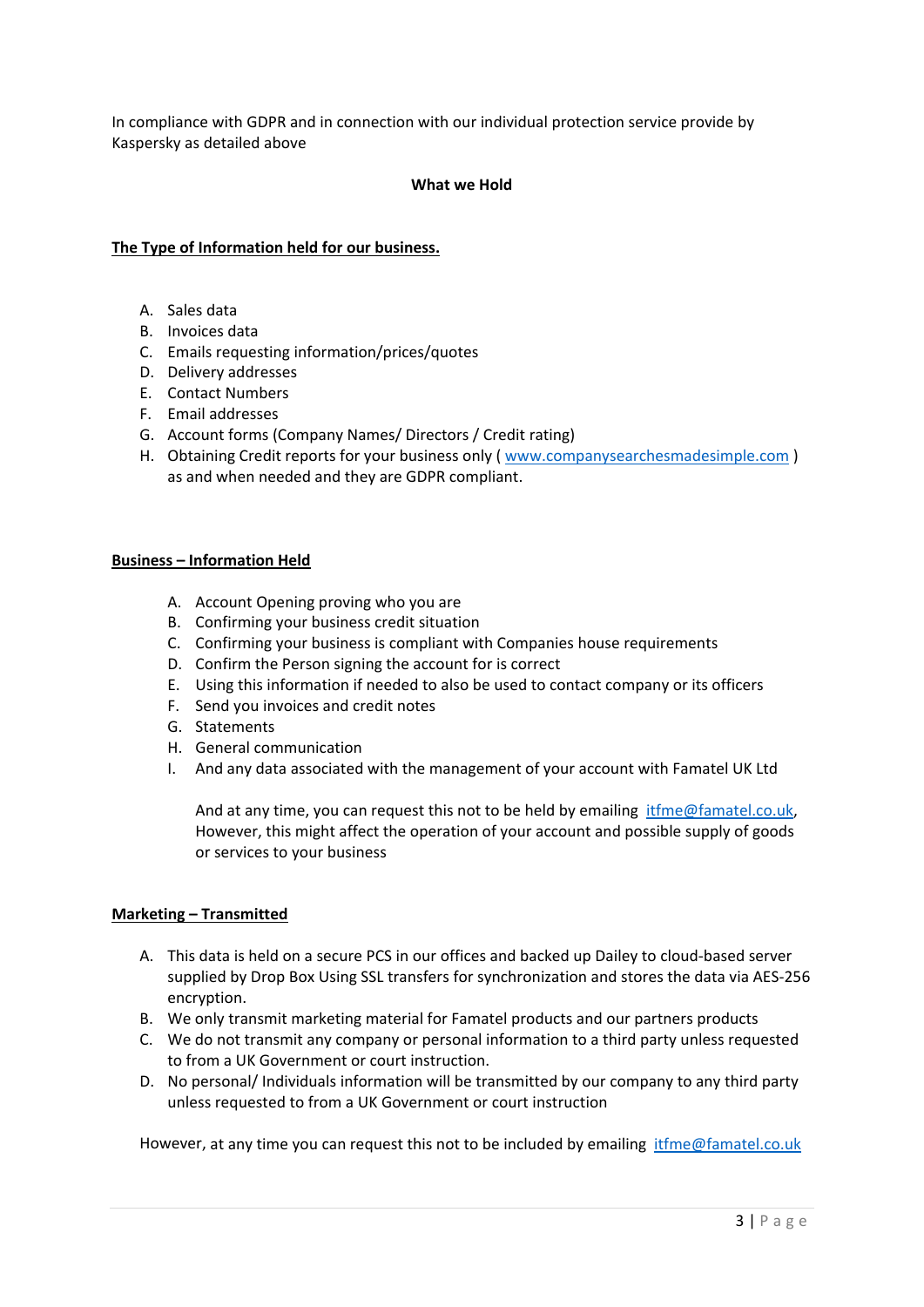In compliance with GDPR and in connection with our individual protection service provide by Kaspersky as detailed above

**What we Hold**

**The Type of Information held for our business.**

A. Sales data
B. Invoices data
C. Emails requesting information/prices/quotes
D. Delivery addresses
E. Contact Numbers
F. Email addresses
G. Account forms (Company Names/ Directors / Credit rating)
H. Obtaining Credit reports for your business only ( www.companysearchesmadesimple.com ) as and when needed and they are GDPR compliant.

**Business – Information Held**

A. Account Opening proving who you are
B. Confirming your business credit situation
C. Confirming your business is compliant with Companies house requirements
D. Confirm the Person signing the account for is correct
E. Using this information if needed to also be used to contact company or its officers
F. Send you invoices and credit notes
G. Statements
H. General communication
I. And any data associated with the management of your account with Famatel UK Ltd

And at any time, you can request this not to be held by emailing itfme@famatel.co.uk, However, this might affect the operation of your account and possible supply of goods or services to your business

**Marketing – Transmitted**

A. This data is held on a secure PCS in our offices and backed up Dailey to cloud-based server supplied by Drop Box Using SSL transfers for synchronization and stores the data via AES-256 encryption.
B. We only transmit marketing material for Famatel products and our partners products
C. We do not transmit any company or personal information to a third party unless requested to from a UK Government or court instruction.
D. No personal/ Individuals information will be transmitted by our company to any third party unless requested to from a UK Government or court instruction

However, at any time you can request this not to be included by emailing itfme@famatel.co.uk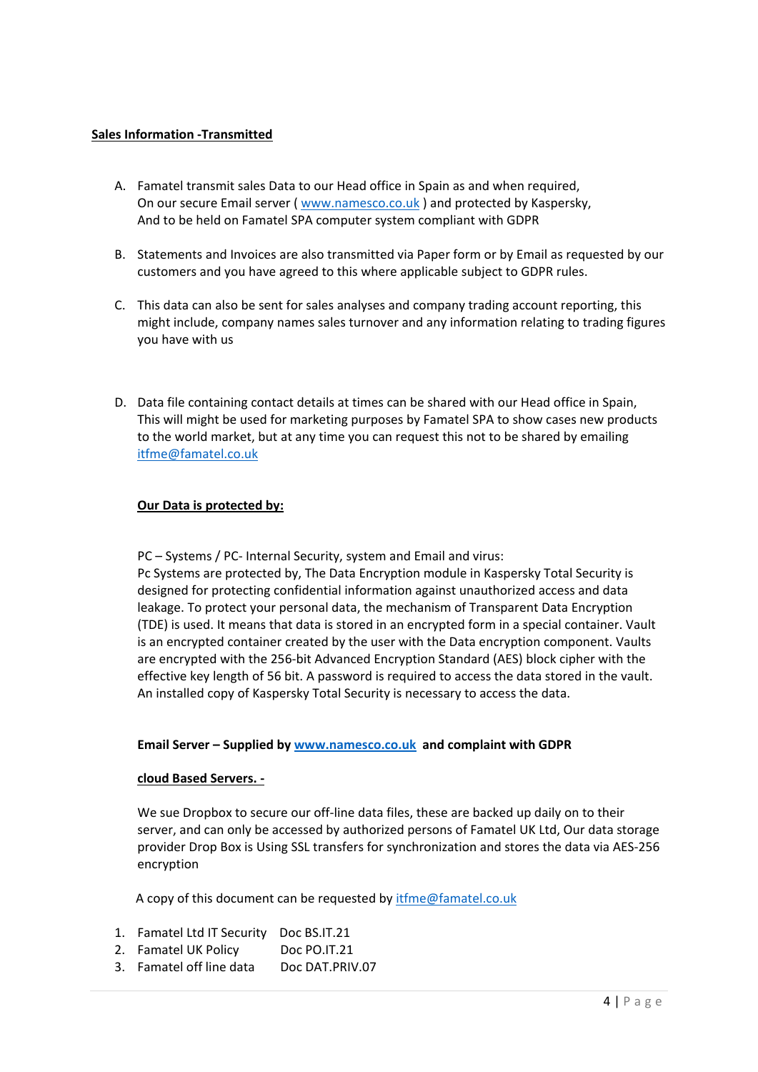**Sales Information -Transmitted**

A. Famatel transmit sales Data to our Head office in Spain as and when required, On our secure Email server ( www.namesco.co.uk ) and protected by Kaspersky, And to be held on Famatel SPA computer system compliant with GDPR

B. Statements and Invoices are also transmitted via Paper form or by Email as requested by our customers and you have agreed to this where applicable subject to GDPR rules.

C. This data can also be sent for sales analyses and company trading account reporting, this might include, company names sales turnover and any information relating to trading figures you have with us

D. Data file containing contact details at times can be shared with our Head office in Spain, This will might be used for marketing purposes by Famatel SPA to show cases new products to the world market, but at any time you can request this not to be shared by emailing itfme@famatel.co.uk

**Our Data is protected by:**

PC – Systems / PC- Internal Security, system and Email and virus:
Pc Systems are protected by, The Data Encryption module in Kaspersky Total Security is designed for protecting confidential information against unauthorized access and data leakage. To protect your personal data, the mechanism of Transparent Data Encryption (TDE) is used. It means that data is stored in an encrypted form in a special container. Vault is an encrypted container created by the user with the Data encryption component. Vaults are encrypted with the 256-bit Advanced Encryption Standard (AES) block cipher with the effective key length of 56 bit. A password is required to access the data stored in the vault. An installed copy of Kaspersky Total Security is necessary to access the data.

**Email Server – Supplied by www.namesco.co.uk and complaint with GDPR**

**cloud Based Servers. -**

We sue Dropbox to secure our off-line data files, these are backed up daily on to their server, and can only be accessed by authorized persons of Famatel UK Ltd, Our data storage provider Drop Box is Using SSL transfers for synchronization and stores the data via AES-256 encryption

A copy of this document can be requested by itfme@famatel.co.uk

1. Famatel Ltd IT Security Doc BS.IT.21
2. Famatel UK Policy Doc PO.IT.21
3. Famatel off line data Doc DAT.PRIV.07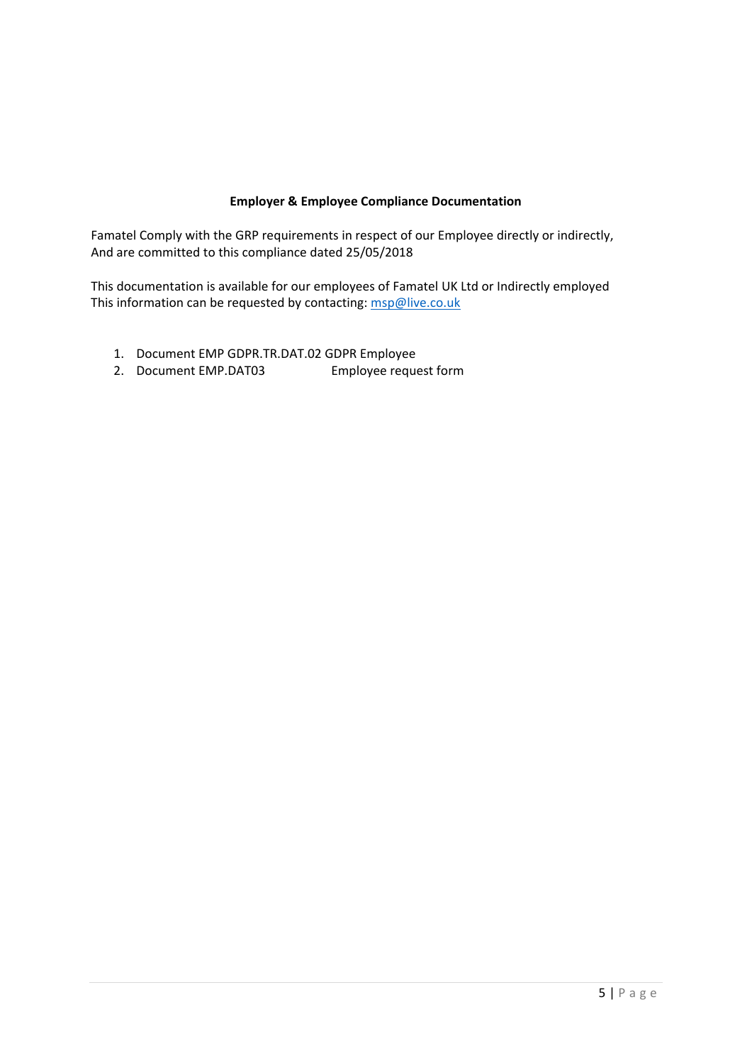**Employer & Employee Compliance Documentation**

Famatel Comply with the GRP requirements in respect of our Employee directly or indirectly, And are committed to this compliance dated 25/05/2018

This documentation is available for our employees of Famatel UK Ltd or Indirectly employed This information can be requested by contacting: msp@live.co.uk

1. Document EMP GDPR.TR.DAT.02 GDPR Employee
2. Document EMP.DAT03 Employee request form